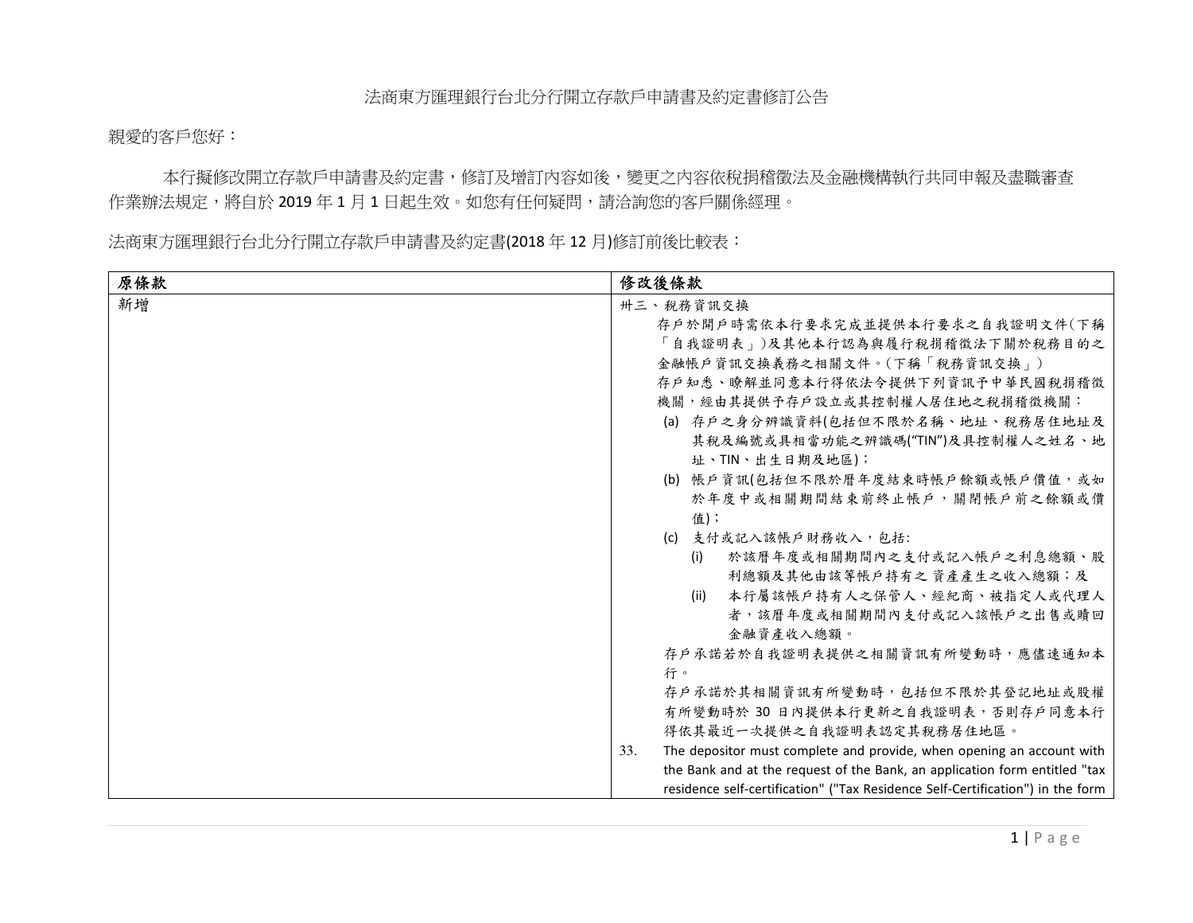法商東方匯理銀行台北分行開立存款戶申請書及約定書修訂公告

親愛的客戶您好：

本行擬修改開立存款戶申請書及約定書，修訂及增訂內容如後，變更之內容依稅捐稽徵法及金融機構執行共同申報及盡職審查作業辦法規定，將自於 2019 年 1 月 1 日起生效。如您有任何疑問，請洽詢您的客戶關係經理。

法商東方匯理銀行台北分行開立存款戶申請書及約定書(2018 年 12 月)修訂前後比較表：

| **原條款** | **修改後條款** |
| --- | --- |
| 新增 | 卅三、稅務資訊交換<br>存戶於開戶時需依本行要求完成並提供本行要求之自我證明文件(下稱「自我證明表」)及其他本行認為與履行稅捐稽徵法下關於稅務目的之金融帳戶資訊交換義務之相關文件。(下稱「稅務資訊交換」)<br>存戶知悉、瞭解並同意本行得依法令提供下列資訊予中華民國稅捐稽徵機關，經由其提供予存戶設立或其控制權人居住地之稅捐稽徵機關：<br>(a) 存戶之身分辨識資料(包括但不限於名稱、地址、稅務居住地址及其稅及編號或具相當功能之辨識碼("TIN")及具控制權人之姓名、地址、TIN、出生日期及地區)；<br>(b) 帳戶資訊(包括但不限於曆年度結束時帳戶餘額或帳戶價值，或如於年度中或相關期間結束前終止帳戶，關閉帳戶前之餘額或價值)；<br>(c) 支付或記入該帳戶財務收入，包括:<br>(i) 於該曆年度或相關期間內之支付或記入帳戶之利息總額、股利總額及其他由該等帳戶持有之 資產產生之收入總額；及<br>(ii) 本行屬該帳戶持有人之保管人、經紀商、被指定人或代理人者，該曆年度或相關期間內支付或記入該帳戶之出售或贖回金融資產收入總額。<br>存戶承諾若於自我證明表提供之相關資訊有所變動時，應儘速通知本行。<br>存戶承諾於其相關資訊有所變動時，包括但不限於其登記地址或股權有所變動時於 30 日內提供本行更新之自我證明表，否則存戶同意本行得依其最近一次提供之自我證明表認定其稅務居住地區。<br>33. The depositor must complete and provide, when opening an account with the Bank and at the request of the Bank, an application form entitled "tax residence self-certification" ("Tax Residence Self-Certification") in the form |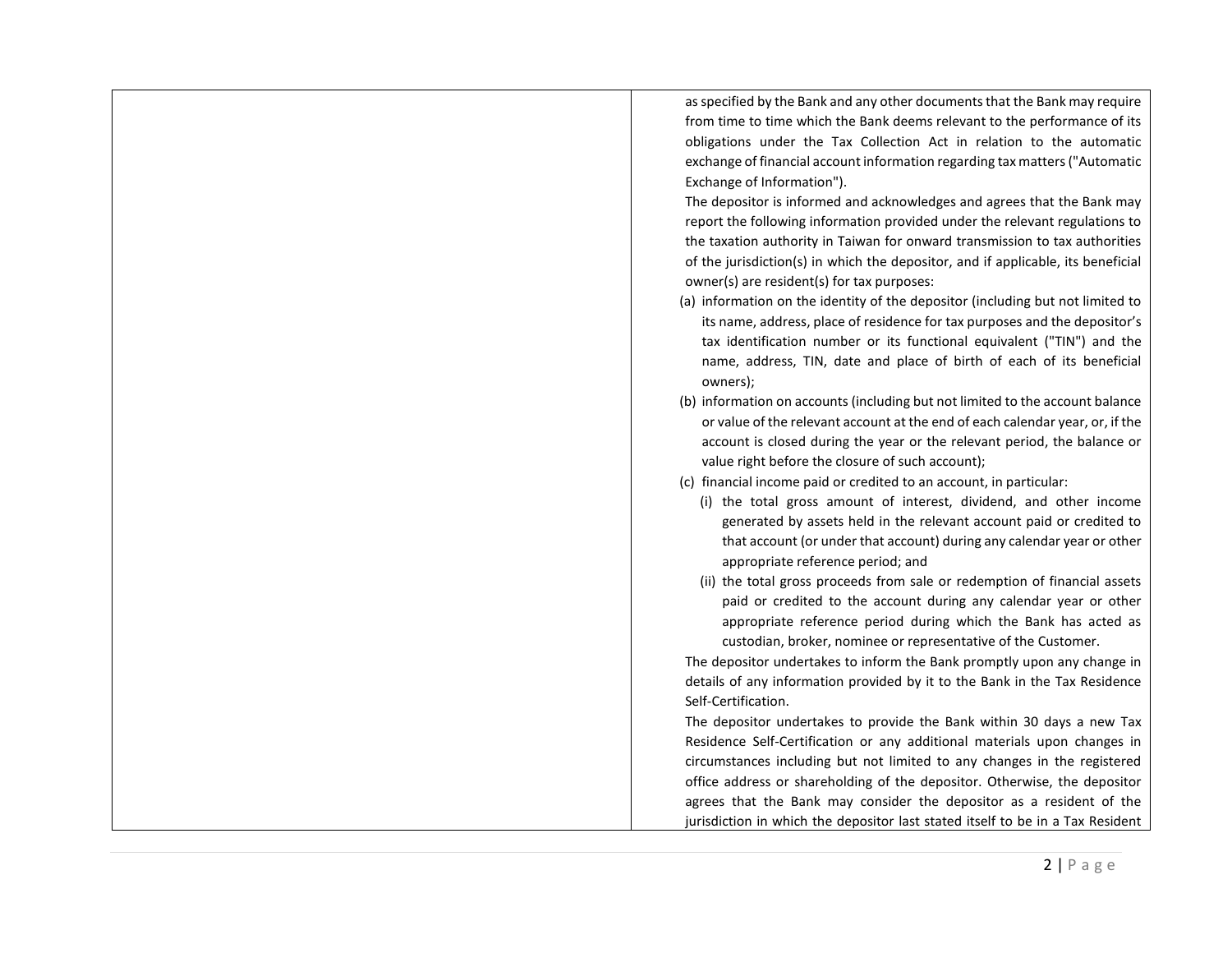| | as specified by the Bank and any other documents that the Bank may require from time to time which the Bank deems relevant to the performance of its obligations under the Tax Collection Act in relation to the automatic exchange of financial account information regarding tax matters ("Automatic Exchange of Information").<br>The depositor is informed and acknowledges and agrees that the Bank may report the following information provided under the relevant regulations to the taxation authority in Taiwan for onward transmission to tax authorities of the jurisdiction(s) in which the depositor, and if applicable, its beneficial owner(s) are resident(s) for tax purposes:<br>(a) information on the identity of the depositor (including but not limited to its name, address, place of residence for tax purposes and the depositor's tax identification number or its functional equivalent ("TIN") and the name, address, TIN, date and place of birth of each of its beneficial owners);<br>(b) information on accounts (including but not limited to the account balance or value of the relevant account at the end of each calendar year, or, if the account is closed during the year or the relevant period, the balance or value right before the closure of such account);<br>(c) financial income paid or credited to an account, in particular:<br>(i) the total gross amount of interest, dividend, and other income generated by assets held in the relevant account paid or credited to that account (or under that account) during any calendar year or other appropriate reference period; and<br>(ii) the total gross proceeds from sale or redemption of financial assets paid or credited to the account during any calendar year or other appropriate reference period during which the Bank has acted as custodian, broker, nominee or representative of the Customer.<br>The depositor undertakes to inform the Bank promptly upon any change in details of any information provided by it to the Bank in the Tax Residence Self-Certification.<br>The depositor undertakes to provide the Bank within 30 days a new Tax Residence Self-Certification or any additional materials upon changes in circumstances including but not limited to any changes in the registered office address or shareholding of the depositor. Otherwise, the depositor agrees that the Bank may consider the depositor as a resident of the jurisdiction in which the depositor last stated itself to be in a Tax Resident |
|---|---|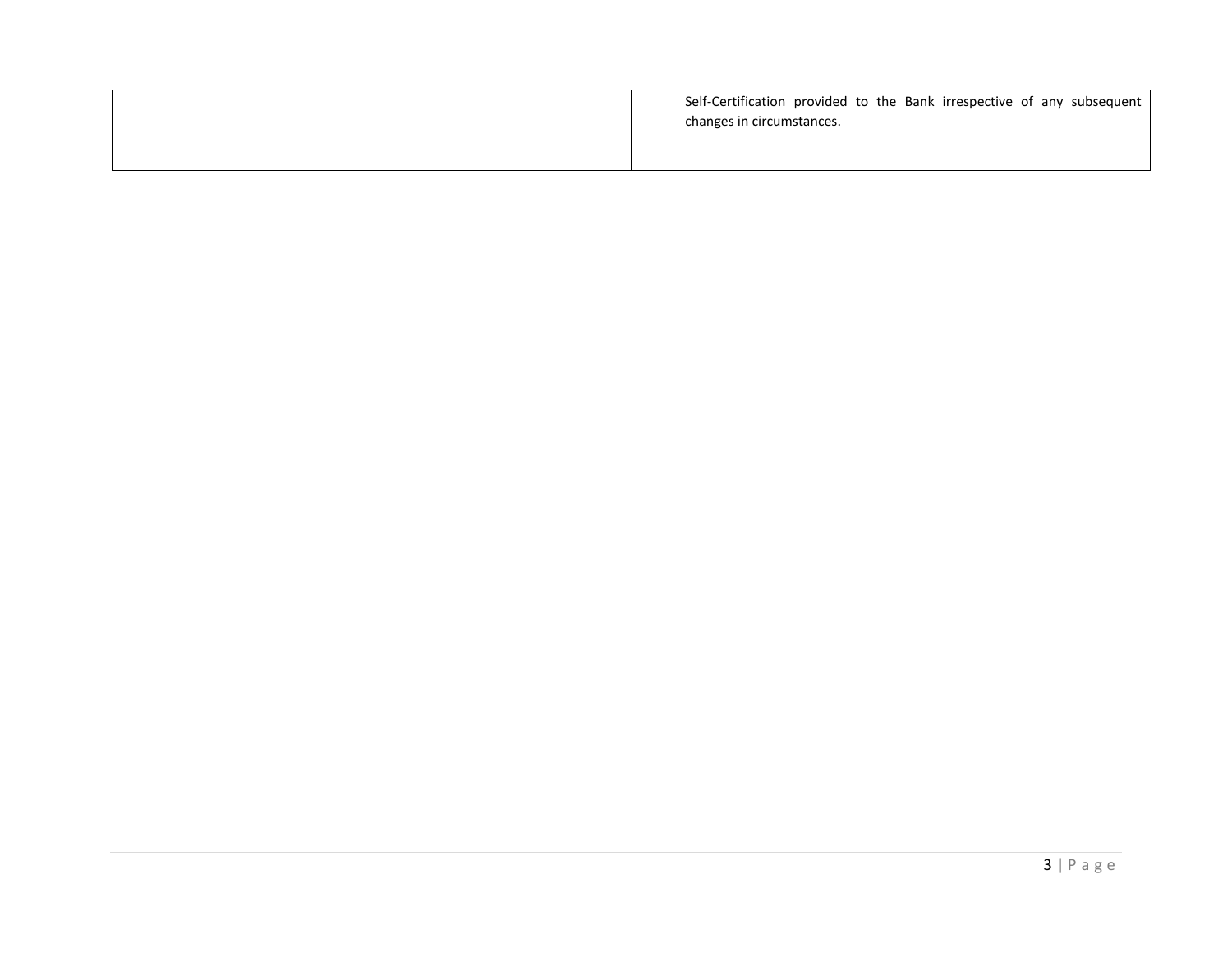| | |
|---|---|
| | Self-Certification provided to the Bank irrespective of any subsequent changes in circumstances. |